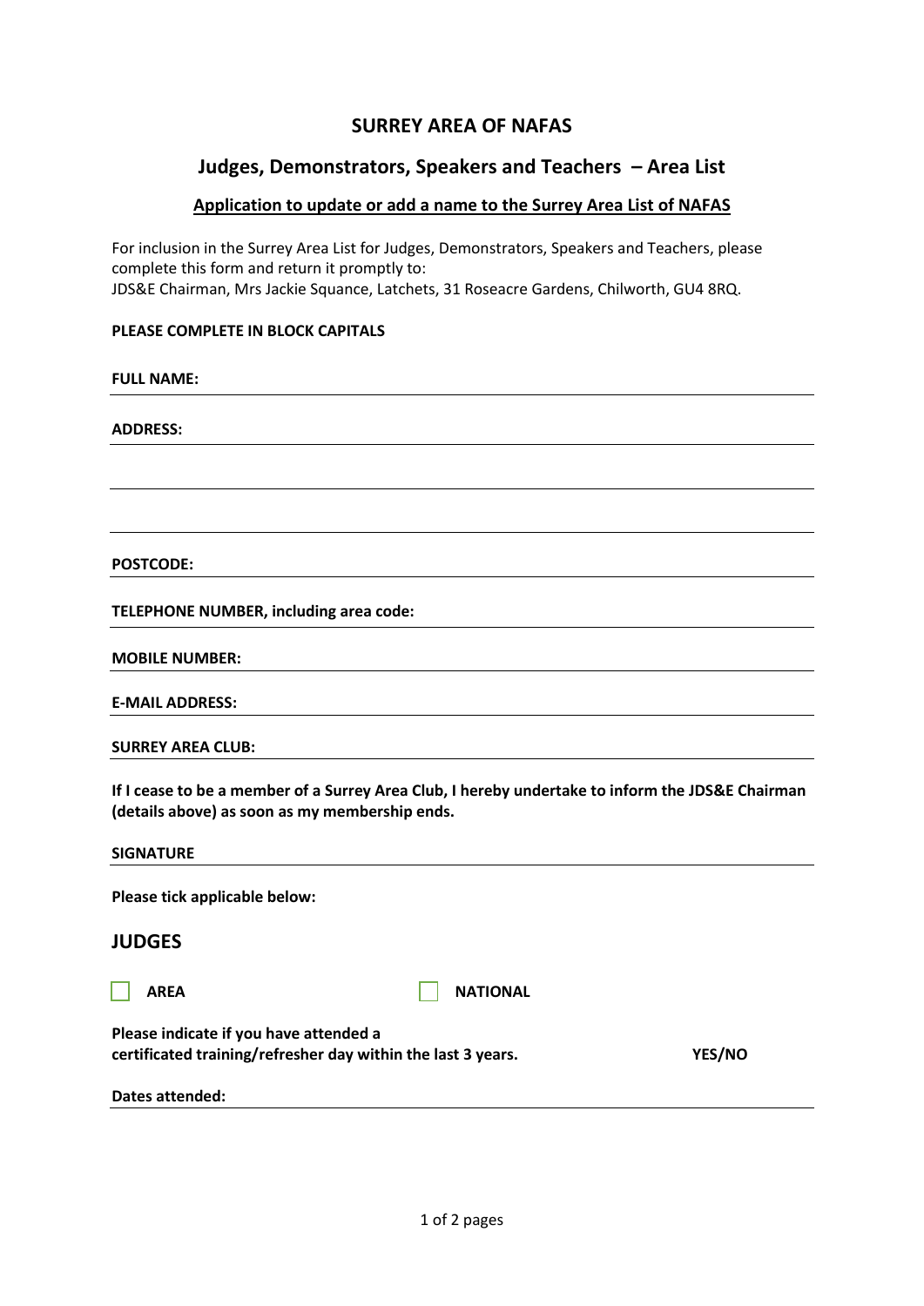# SURREY AREA OF NAFAS

## Judges, Demonstrators, Speakers and Teachers – Area List

**Application to update or add a name to the Surrey Area List of NAFAS**

For inclusion in the Surrey Area List for Judges, Demonstrators, Speakers and Teachers, please complete this form and return it promptly to:
JDS&E Chairman, Mrs Jackie Squance, Latchets, 31 Roseacre Gardens, Chilworth, GU4 8RQ.

**PLEASE COMPLETE IN BLOCK CAPITALS**

**FULL NAME:** ______________________________

**ADDRESS:** ______________________________

______________________________

______________________________

**POSTCODE:** ______________________________

**TELEPHONE NUMBER, including area code:** ______________________________

**MOBILE NUMBER:** ______________________________

**E-MAIL ADDRESS:** ______________________________

**SURREY AREA CLUB:** ______________________________

**If I cease to be a member of a Surrey Area Club, I hereby undertake to inform the JDS&E Chairman (details above) as soon as my membership ends.**

**SIGNATURE** ______________________________

**Please tick applicable below:**

## JUDGES

☐ **AREA** ☐ **NATIONAL**

**Please indicate if you have attended a certificated training/refresher day within the last 3 years.** **YES/NO**

**Dates attended:** ______________________________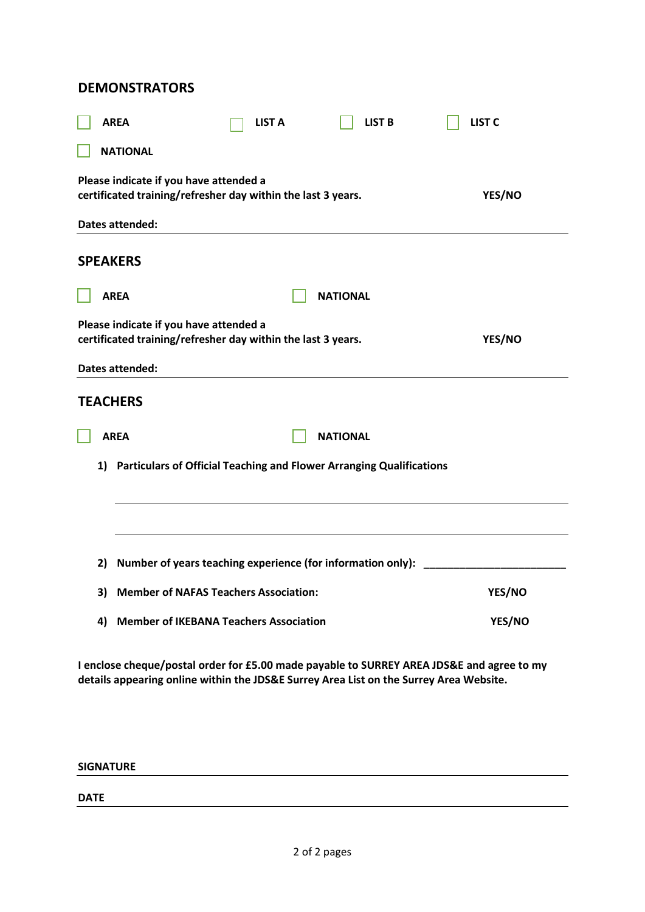## DEMONSTRATORS

☐ **AREA** ☐ **LIST A** ☐ **LIST B** ☐ **LIST C**

☐ **NATIONAL**

**Please indicate if you have attended a certificated training/refresher day within the last 3 years.** **YES/NO**

**Dates attended:** \_\_\_\_\_\_\_\_\_\_\_\_\_\_\_\_\_\_\_\_\_\_\_\_\_\_\_\_\_\_

## SPEAKERS

☐ **AREA** ☐ **NATIONAL**

**Please indicate if you have attended a certificated training/refresher day within the last 3 years.** **YES/NO**

**Dates attended:** \_\_\_\_\_\_\_\_\_\_\_\_\_\_\_\_\_\_\_\_\_\_\_\_\_\_\_\_\_\_

## TEACHERS

☐ **AREA** ☐ **NATIONAL**

1) **Particulars of Official Teaching and Flower Arranging Qualifications**

\_\_\_\_\_\_\_\_\_\_\_\_\_\_\_\_\_\_\_\_\_\_\_\_\_\_\_\_\_\_

\_\_\_\_\_\_\_\_\_\_\_\_\_\_\_\_\_\_\_\_\_\_\_\_\_\_\_\_\_\_

2) **Number of years teaching experience (for information only):** \_\_\_\_\_\_\_\_\_\_\_\_\_\_\_\_\_\_\_\_\_\_\_\_

3) **Member of NAFAS Teachers Association:** **YES/NO**

4) **Member of IKEBANA Teachers Association** **YES/NO**

**I enclose cheque/postal order for £5.00 made payable to SURREY AREA JDS&E and agree to my details appearing online within the JDS&E Surrey Area List on the Surrey Area Website.**

**SIGNATURE** \_\_\_\_\_\_\_\_\_\_\_\_\_\_\_\_\_\_\_\_\_\_\_\_\_\_\_\_\_\_

**DATE** \_\_\_\_\_\_\_\_\_\_\_\_\_\_\_\_\_\_\_\_\_\_\_\_\_\_\_\_\_\_